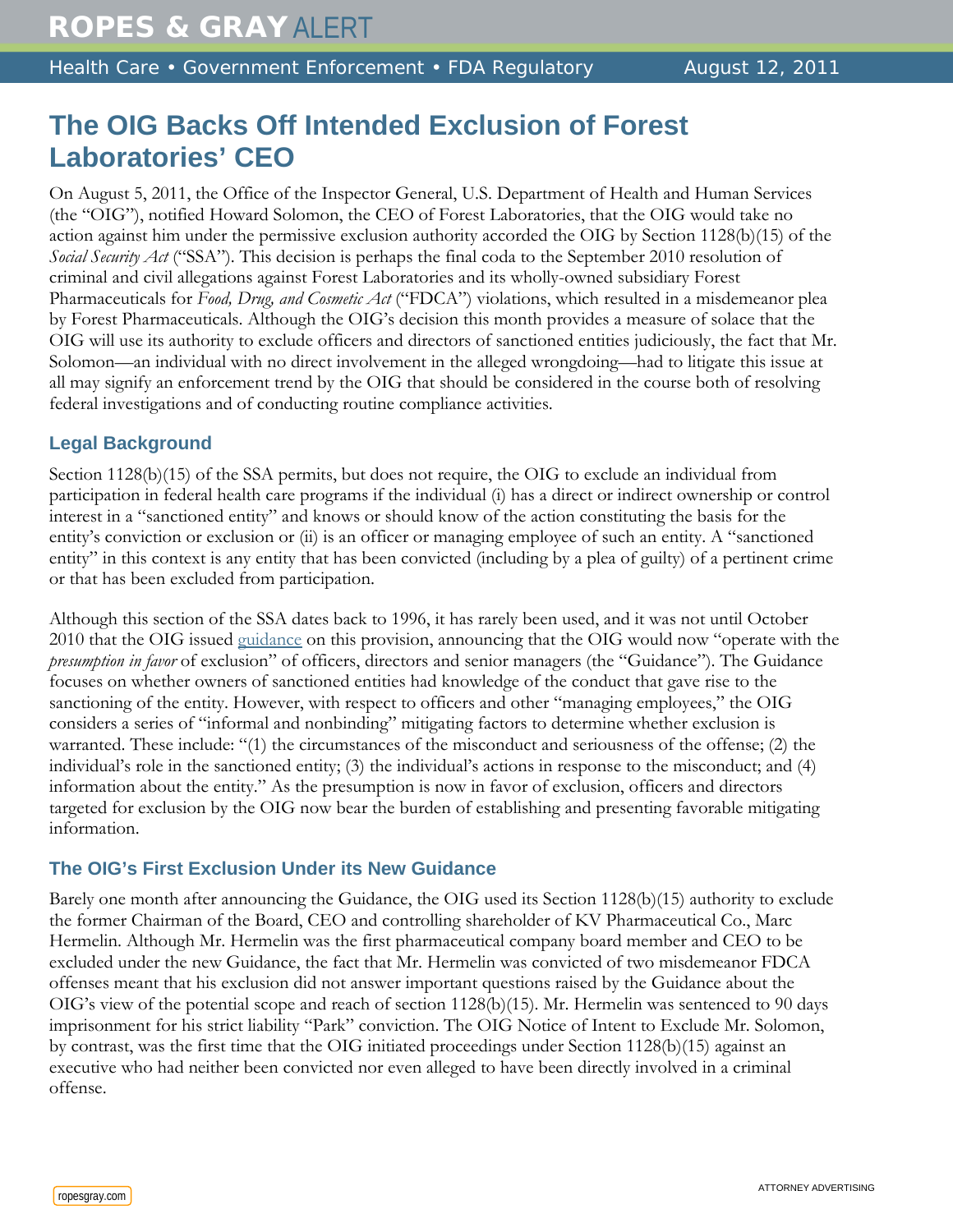ROPES & GRAY ALERT

Health Care • Government Enforcement • FDA Regulatory August 12, 2011

# The OIG Backs Off Intended Exclusion of Forest Laboratories' CEO

On August 5, 2011, the Office of the Inspector General, U.S. Department of Health and Human Services (the "OIG"), notified Howard Solomon, the CEO of Forest Laboratories, that the OIG would take no action against him under the permissive exclusion authority accorded the OIG by Section 1128(b)(15) of the *Social Security Act* ("SSA"). This decision is perhaps the final coda to the September 2010 resolution of criminal and civil allegations against Forest Laboratories and its wholly-owned subsidiary Forest Pharmaceuticals for *Food, Drug, and Cosmetic Act* ("FDCA") violations, which resulted in a misdemeanor plea by Forest Pharmaceuticals. Although the OIG's decision this month provides a measure of solace that the OIG will use its authority to exclude officers and directors of sanctioned entities judiciously, the fact that Mr. Solomon—an individual with no direct involvement in the alleged wrongdoing—had to litigate this issue at all may signify an enforcement trend by the OIG that should be considered in the course both of resolving federal investigations and of conducting routine compliance activities.

## Legal Background

Section 1128(b)(15) of the SSA permits, but does not require, the OIG to exclude an individual from participation in federal health care programs if the individual (i) has a direct or indirect ownership or control interest in a "sanctioned entity" and knows or should know of the action constituting the basis for the entity's conviction or exclusion or (ii) is an officer or managing employee of such an entity. A "sanctioned entity" in this context is any entity that has been convicted (including by a plea of guilty) of a pertinent crime or that has been excluded from participation.

Although this section of the SSA dates back to 1996, it has rarely been used, and it was not until October 2010 that the OIG issued guidance on this provision, announcing that the OIG would now "operate with the *presumption in favor* of exclusion" of officers, directors and senior managers (the "Guidance"). The Guidance focuses on whether owners of sanctioned entities had knowledge of the conduct that gave rise to the sanctioning of the entity. However, with respect to officers and other "managing employees," the OIG considers a series of "informal and nonbinding" mitigating factors to determine whether exclusion is warranted. These include: "(1) the circumstances of the misconduct and seriousness of the offense; (2) the individual's role in the sanctioned entity; (3) the individual's actions in response to the misconduct; and (4) information about the entity." As the presumption is now in favor of exclusion, officers and directors targeted for exclusion by the OIG now bear the burden of establishing and presenting favorable mitigating information.

## The OIG's First Exclusion Under its New Guidance

Barely one month after announcing the Guidance, the OIG used its Section 1128(b)(15) authority to exclude the former Chairman of the Board, CEO and controlling shareholder of KV Pharmaceutical Co., Marc Hermelin. Although Mr. Hermelin was the first pharmaceutical company board member and CEO to be excluded under the new Guidance, the fact that Mr. Hermelin was convicted of two misdemeanor FDCA offenses meant that his exclusion did not answer important questions raised by the Guidance about the OIG's view of the potential scope and reach of section 1128(b)(15). Mr. Hermelin was sentenced to 90 days imprisonment for his strict liability "Park" conviction. The OIG Notice of Intent to Exclude Mr. Solomon, by contrast, was the first time that the OIG initiated proceedings under Section 1128(b)(15) against an executive who had neither been convicted nor even alleged to have been directly involved in a criminal offense.

ATTORNEY ADVERTISING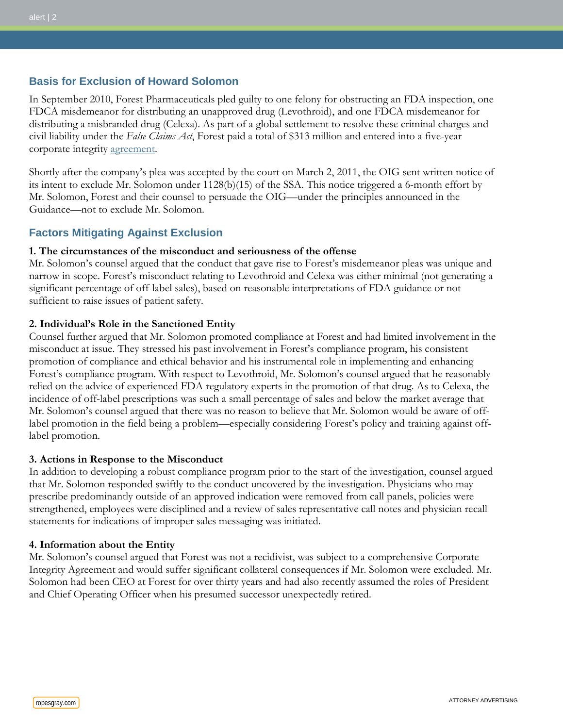## Basis for Exclusion of Howard Solomon

In September 2010, Forest Pharmaceuticals pled guilty to one felony for obstructing an FDA inspection, one FDCA misdemeanor for distributing an unapproved drug (Levothroid), and one FDCA misdemeanor for distributing a misbranded drug (Celexa). As part of a global settlement to resolve these criminal charges and civil liability under the *False Claims Act*, Forest paid a total of $313 million and entered into a five-year corporate integrity agreement.

Shortly after the company's plea was accepted by the court on March 2, 2011, the OIG sent written notice of its intent to exclude Mr. Solomon under 1128(b)(15) of the SSA. This notice triggered a 6-month effort by Mr. Solomon, Forest and their counsel to persuade the OIG—under the principles announced in the Guidance—not to exclude Mr. Solomon.

## Factors Mitigating Against Exclusion

**1. The circumstances of the misconduct and seriousness of the offense**

Mr. Solomon's counsel argued that the conduct that gave rise to Forest's misdemeanor pleas was unique and narrow in scope. Forest's misconduct relating to Levothroid and Celexa was either minimal (not generating a significant percentage of off-label sales), based on reasonable interpretations of FDA guidance or not sufficient to raise issues of patient safety.

**2. Individual's Role in the Sanctioned Entity**

Counsel further argued that Mr. Solomon promoted compliance at Forest and had limited involvement in the misconduct at issue. They stressed his past involvement in Forest's compliance program, his consistent promotion of compliance and ethical behavior and his instrumental role in implementing and enhancing Forest's compliance program. With respect to Levothroid, Mr. Solomon's counsel argued that he reasonably relied on the advice of experienced FDA regulatory experts in the promotion of that drug. As to Celexa, the incidence of off-label prescriptions was such a small percentage of sales and below the market average that Mr. Solomon's counsel argued that there was no reason to believe that Mr. Solomon would be aware of off-label promotion in the field being a problem—especially considering Forest's policy and training against off-label promotion.

**3. Actions in Response to the Misconduct**

In addition to developing a robust compliance program prior to the start of the investigation, counsel argued that Mr. Solomon responded swiftly to the conduct uncovered by the investigation. Physicians who may prescribe predominantly outside of an approved indication were removed from call panels, policies were strengthened, employees were disciplined and a review of sales representative call notes and physician recall statements for indications of improper sales messaging was initiated.

**4. Information about the Entity**

Mr. Solomon's counsel argued that Forest was not a recidivist, was subject to a comprehensive Corporate Integrity Agreement and would suffer significant collateral consequences if Mr. Solomon were excluded. Mr. Solomon had been CEO at Forest for over thirty years and had also recently assumed the roles of President and Chief Operating Officer when his presumed successor unexpectedly retired.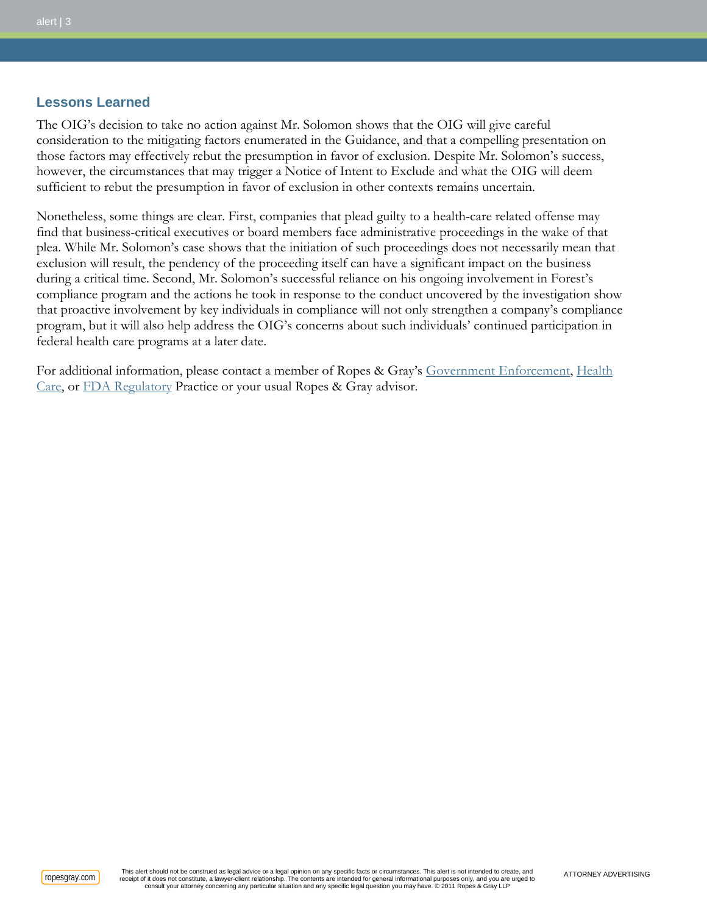## Lessons Learned

The OIG's decision to take no action against Mr. Solomon shows that the OIG will give careful consideration to the mitigating factors enumerated in the Guidance, and that a compelling presentation on those factors may effectively rebut the presumption in favor of exclusion. Despite Mr. Solomon's success, however, the circumstances that may trigger a Notice of Intent to Exclude and what the OIG will deem sufficient to rebut the presumption in favor of exclusion in other contexts remains uncertain.

Nonetheless, some things are clear. First, companies that plead guilty to a health-care related offense may find that business-critical executives or board members face administrative proceedings in the wake of that plea. While Mr. Solomon's case shows that the initiation of such proceedings does not necessarily mean that exclusion will result, the pendency of the proceeding itself can have a significant impact on the business during a critical time. Second, Mr. Solomon's successful reliance on his ongoing involvement in Forest's compliance program and the actions he took in response to the conduct uncovered by the investigation show that proactive involvement by key individuals in compliance will not only strengthen a company's compliance program, but it will also help address the OIG's concerns about such individuals' continued participation in federal health care programs at a later date.

For additional information, please contact a member of Ropes & Gray's Government Enforcement, Health Care, or FDA Regulatory Practice or your usual Ropes & Gray advisor.

This alert should not be construed as legal advice or a legal opinion on any specific facts or circumstances. This alert is not intended to create, and receipt of it does not constitute, a lawyer-client relationship. The contents are intended for general informational purposes only, and you are urged to consult your attorney concerning any particular situation and any specific legal question you may have. © 2011 Ropes & Gray LLP

ATTORNEY ADVERTISING